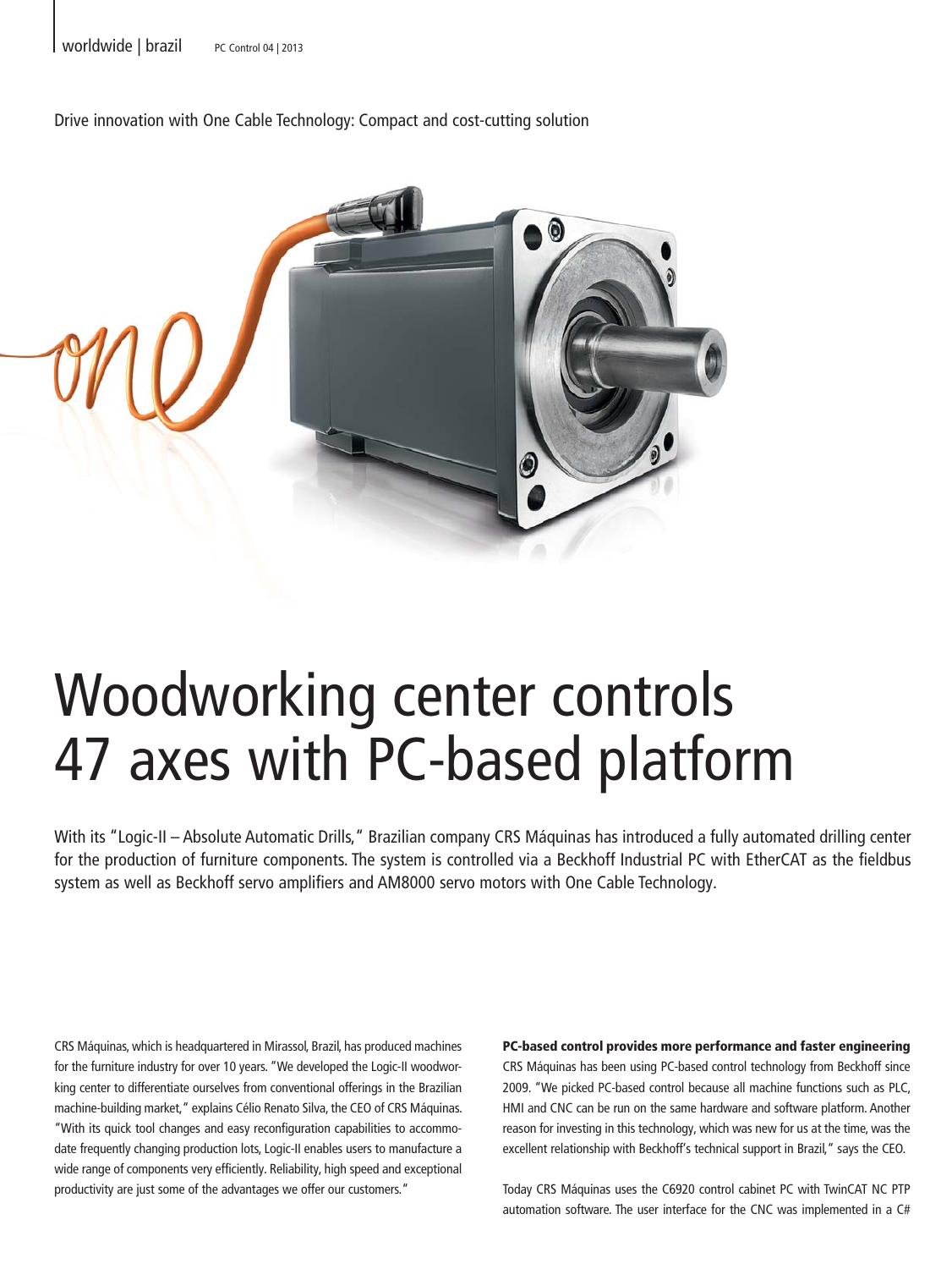Drive innovation with One Cable Technology: Compact and cost-cutting solution

# Woodworking center controls 47 axes with PC-based platform

With its "Logic-II – Absolute Automatic Drills," Brazilian company CRS Máquinas has introduced a fully automated drilling center for the production of furniture components. The system is controlled via a Beckhoff Industrial PC with EtherCAT as the fieldbus system as well as Beckhoff servo amplifiers and AM8000 servo motors with One Cable Technology.

CRS Máquinas, which is headquartered in Mirassol, Brazil, has produced machines for the furniture industry for over 10 years. "We developed the Logic-II woodworking center to differentiate ourselves from conventional offerings in the Brazilian machine-building market," explains Célio Renato Silva, the CEO of CRS Máquinas. "With its quick tool changes and easy reconfiguration capabilities to accommodate frequently changing production lots, Logic-II enables users to manufacture a wide range of components very efficiently. Reliability, high speed and exceptional productivity are just some of the advantages we offer our customers."

**PC-based control provides more performance and faster engineering**

CRS Máquinas has been using PC-based control technology from Beckhoff since 2009. "We picked PC-based control because all machine functions such as PLC, HMI and CNC can be run on the same hardware and software platform. Another reason for investing in this technology, which was new for us at the time, was the excellent relationship with Beckhoff's technical support in Brazil," says the CEO.

Today CRS Máquinas uses the C6920 control cabinet PC with TwinCAT NC PTP automation software. The user interface for the CNC was implemented in a C#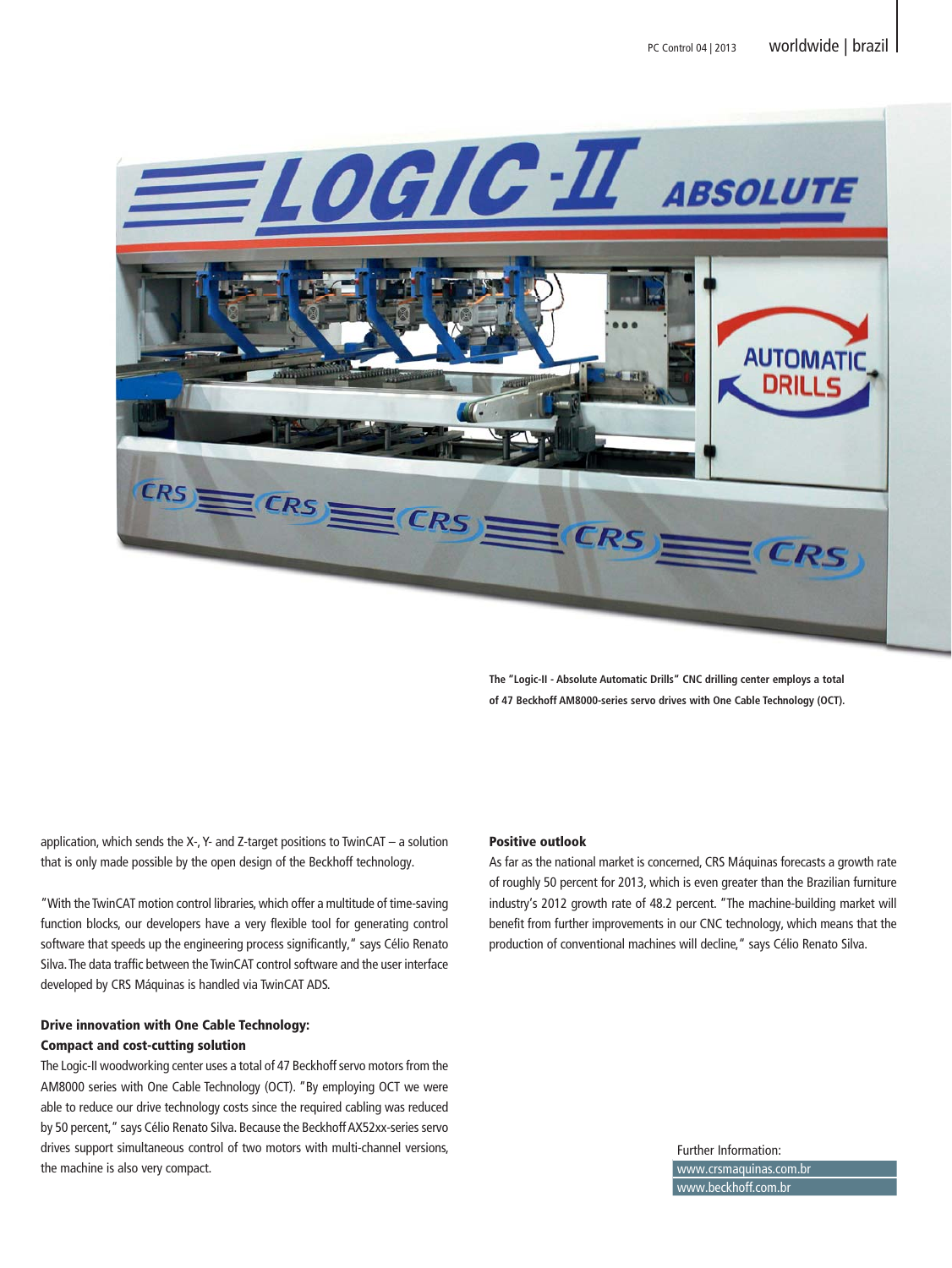The "Logic-II - Absolute Automatic Drills" CNC drilling center employs a total of 47 Beckhoff AM8000-series servo drives with One Cable Technology (OCT).

application, which sends the X-, Y- and Z-target positions to TwinCAT – a solution that is only made possible by the open design of the Beckhoff technology.

"With the TwinCAT motion control libraries, which offer a multitude of time-saving function blocks, our developers have a very flexible tool for generating control software that speeds up the engineering process significantly," says Célio Renato Silva. The data traffic between the TwinCAT control software and the user interface developed by CRS Máquinas is handled via TwinCAT ADS.

### Drive innovation with One Cable Technology: Compact and cost-cutting solution

The Logic-II woodworking center uses a total of 47 Beckhoff servo motors from the AM8000 series with One Cable Technology (OCT). "By employing OCT we were able to reduce our drive technology costs since the required cabling was reduced by 50 percent," says Célio Renato Silva. Because the Beckhoff AX52xx-series servo drives support simultaneous control of two motors with multi-channel versions, the machine is also very compact.

### Positive outlook

As far as the national market is concerned, CRS Máquinas forecasts a growth rate of roughly 50 percent for 2013, which is even greater than the Brazilian furniture industry's 2012 growth rate of 48.2 percent. "The machine-building market will benefit from further improvements in our CNC technology, which means that the production of conventional machines will decline," says Célio Renato Silva.

Further Information:
www.crsmaquinas.com.br
www.beckhoff.com.br